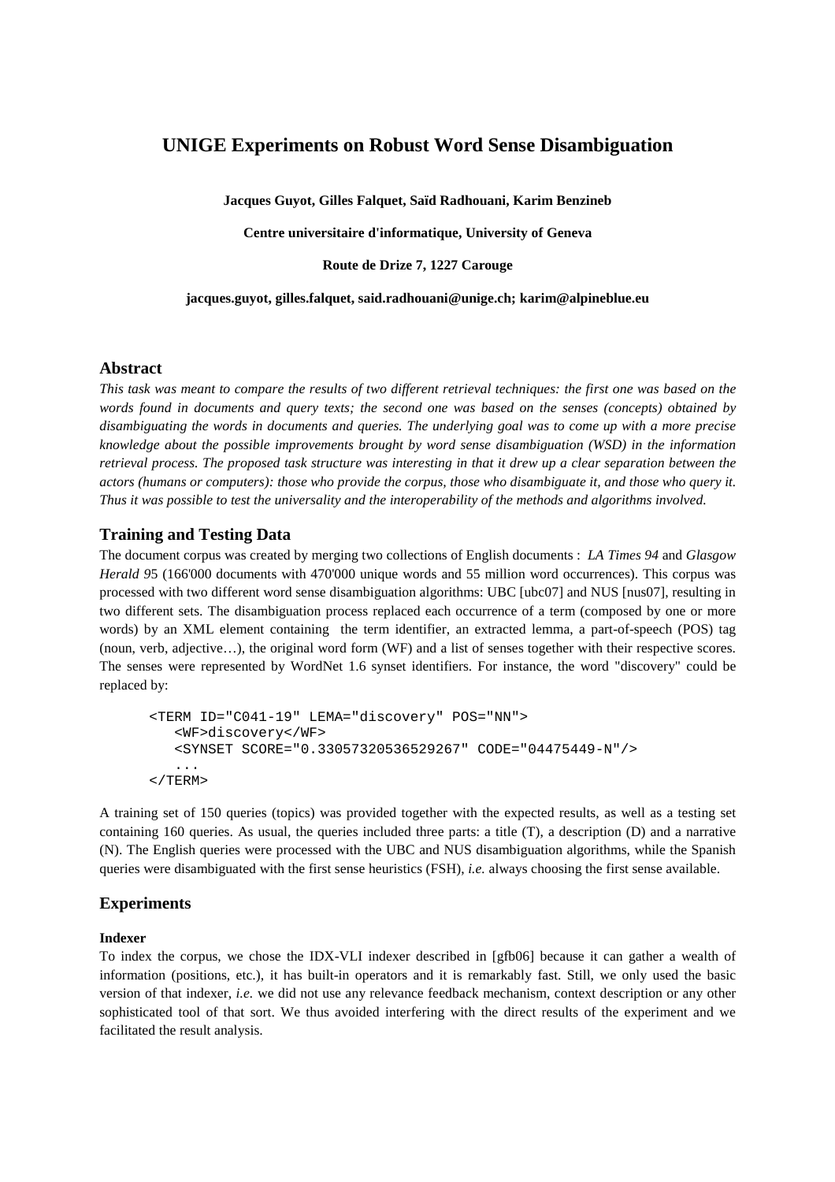# UNIGE Experiments on Robust Word Sense Disambiguation

**Jacques Guyot, Gilles Falquet, Saïd Radhouani, Karim Benzineb**

**Centre universitaire d'informatique, University of Geneva**

**Route de Drize 7, 1227 Carouge**

**jacques.guyot, gilles.falquet, said.radhouani@unige.ch; karim@alpineblue.eu**

## Abstract

*This task was meant to compare the results of two different retrieval techniques: the first one was based on the words found in documents and query texts; the second one was based on the senses (concepts) obtained by disambiguating the words in documents and queries. The underlying goal was to come up with a more precise knowledge about the possible improvements brought by word sense disambiguation (WSD) in the information retrieval process. The proposed task structure was interesting in that it drew up a clear separation between the actors (humans or computers): those who provide the corpus, those who disambiguate it, and those who query it. Thus it was possible to test the universality and the interoperability of the methods and algorithms involved.*

## Training and Testing Data

The document corpus was created by merging two collections of English documents : *LA Times 94* and *Glasgow Herald 9*5 (166'000 documents with 470'000 unique words and 55 million word occurrences). This corpus was processed with two different word sense disambiguation algorithms: UBC [ubc07] and NUS [nus07], resulting in two different sets. The disambiguation process replaced each occurrence of a term (composed by one or more words) by an XML element containing the term identifier, an extracted lemma, a part-of-speech (POS) tag (noun, verb, adjective…), the original word form (WF) and a list of senses together with their respective scores. The senses were represented by WordNet 1.6 synset identifiers. For instance, the word "discovery" could be replaced by:

```
<TERM ID="C041-19" LEMA="discovery" POS="NN">
   <WF>discovery</WF>
   <SYNSET SCORE="0.33057320536529267" CODE="04475449-N"/>
   ...
</TERM>
```

A training set of 150 queries (topics) was provided together with the expected results, as well as a testing set containing 160 queries. As usual, the queries included three parts: a title (T), a description (D) and a narrative (N). The English queries were processed with the UBC and NUS disambiguation algorithms, while the Spanish queries were disambiguated with the first sense heuristics (FSH), *i.e.* always choosing the first sense available.

## Experiments

### Indexer

To index the corpus, we chose the IDX-VLI indexer described in [gfb06] because it can gather a wealth of information (positions, etc.), it has built-in operators and it is remarkably fast. Still, we only used the basic version of that indexer, *i.e.* we did not use any relevance feedback mechanism, context description or any other sophisticated tool of that sort. We thus avoided interfering with the direct results of the experiment and we facilitated the result analysis.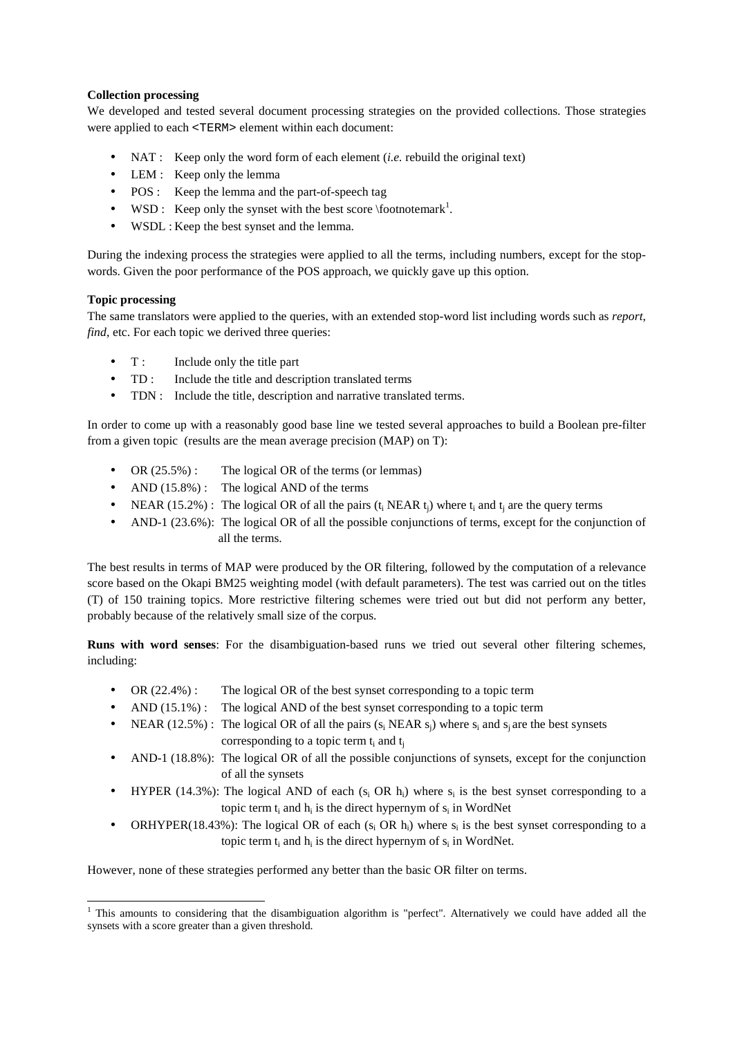**Collection processing**

We developed and tested several document processing strategies on the provided collections. Those strategies were applied to each `<TERM>` element within each document:

- NAT : Keep only the word form of each element (*i.e.* rebuild the original text)
- LEM : Keep only the lemma
- POS : Keep the lemma and the part-of-speech tag
- WSD : Keep only the synset with the best score \footnotemark[1].
- WSDL : Keep the best synset and the lemma.

During the indexing process the strategies were applied to all the terms, including numbers, except for the stop-words. Given the poor performance of the POS approach, we quickly gave up this option.

**Topic processing**

The same translators were applied to the queries, with an extended stop-word list including words such as *report*, *find*, etc. For each topic we derived three queries:

- T : Include only the title part
- TD : Include the title and description translated terms
- TDN : Include the title, description and narrative translated terms.

In order to come up with a reasonably good base line we tested several approaches to build a Boolean pre-filter from a given topic (results are the mean average precision (MAP) on T):

- OR (25.5%) : The logical OR of the terms (or lemmas)
- AND (15.8%) : The logical AND of the terms
- NEAR (15.2%) : The logical OR of all the pairs ($t_i$ NEAR $t_j$) where $t_i$ and $t_j$ are the query terms
- AND-1 (23.6%): The logical OR of all the possible conjunctions of terms, except for the conjunction of all the terms.

The best results in terms of MAP were produced by the OR filtering, followed by the computation of a relevance score based on the Okapi BM25 weighting model (with default parameters). The test was carried out on the titles (T) of 150 training topics. More restrictive filtering schemes were tried out but did not perform any better, probably because of the relatively small size of the corpus.

**Runs with word senses**: For the disambiguation-based runs we tried out several other filtering schemes, including:

- OR (22.4%) : The logical OR of the best synset corresponding to a topic term
- AND (15.1%) : The logical AND of the best synset corresponding to a topic term
- NEAR (12.5%) : The logical OR of all the pairs ($s_i$ NEAR $s_j$) where $s_i$ and $s_j$ are the best synsets corresponding to a topic term $t_i$ and $t_j$
- AND-1 (18.8%): The logical OR of all the possible conjunctions of synsets, except for the conjunction of all the synsets
- HYPER (14.3%): The logical AND of each ($s_i$ OR $h_i$) where $s_i$ is the best synset corresponding to a topic term $t_i$ and $h_i$ is the direct hypernym of $s_i$ in WordNet
- ORHYPER(18.43%): The logical OR of each ($s_i$ OR $h_i$) where $s_i$ is the best synset corresponding to a topic term $t_i$ and $h_i$ is the direct hypernym of $s_i$ in WordNet.

However, none of these strategies performed any better than the basic OR filter on terms.

[1] This amounts to considering that the disambiguation algorithm is "perfect". Alternatively we could have added all the synsets with a score greater than a given threshold.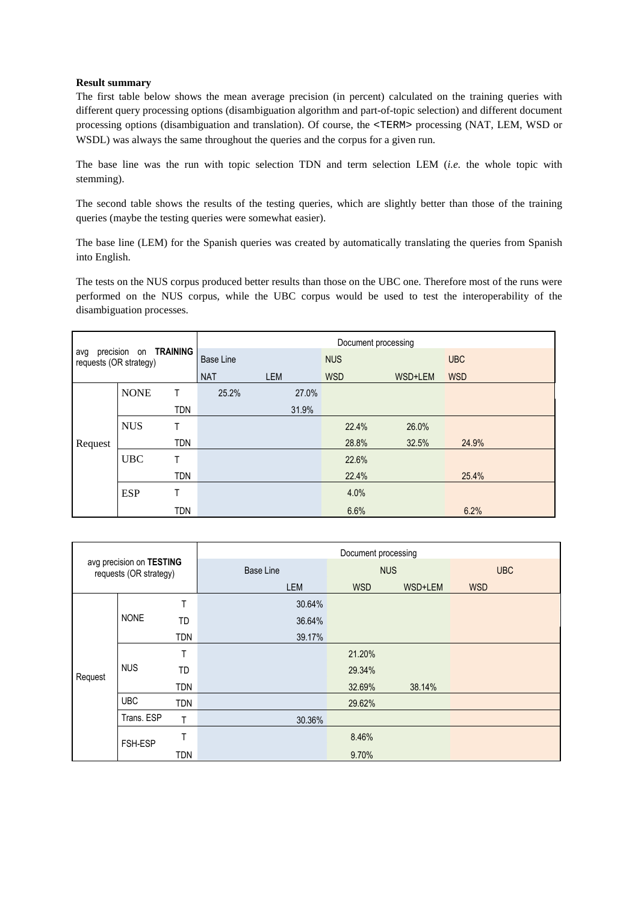**Result summary**

The first table below shows the mean average precision (in percent) calculated on the training queries with different query processing options (disambiguation algorithm and part-of-topic selection) and different document processing options (disambiguation and translation). Of course, the `<TERM>` processing (NAT, LEM, WSD or WSDL) was always the same throughout the queries and the corpus for a given run.

The base line was the run with topic selection TDN and term selection LEM (*i.e.* the whole topic with stemming).

The second table shows the results of the testing queries, which are slightly better than those of the training queries (maybe the testing queries were somewhat easier).

The base line (LEM) for the Spanish queries was created by automatically translating the queries from Spanish into English.

The tests on the NUS corpus produced better results than those on the UBC one. Therefore most of the runs were performed on the NUS corpus, while the UBC corpus would be used to test the interoperability of the disambiguation processes.

| avg precision on **TRAINING** requests (OR strategy) | | | Document processing | | | | |
|---|---|---|---|---|---|---|---|
| | | | Base Line | | NUS | | UBC |
| | | | NAT | LEM | WSD | WSD+LEM | WSD |
| Request | NONE | T | 25.2% | 27.0% | | | |
| | | TDN | | 31.9% | | | |
| | NUS | T | | | 22.4% | 26.0% | |
| | | TDN | | | 28.8% | 32.5% | 24.9% |
| | UBC | T | | | 22.6% | | |
| | | TDN | | | 22.4% | | 25.4% |
| | ESP | T | | | 4.0% | | |
| | | TDN | | | 6.6% | | 6.2% |

| avg precision on **TESTING** requests (OR strategy) | | | Document processing | | | |
|---|---|---|---|---|---|---|
| | | | Base Line | NUS | | UBC |
| | | | LEM | WSD | WSD+LEM | WSD |
| Request | NONE | T | 30.64% | | | |
| | | TD | 36.64% | | | |
| | | TDN | 39.17% | | | |
| | NUS | T | | 21.20% | | |
| | | TD | | 29.34% | | |
| | | TDN | | 32.69% | 38.14% | |
| | UBC | TDN | | 29.62% | | |
| | Trans. ESP | T | 30.36% | | | |
| | FSH-ESP | T | | 8.46% | | |
| | | TDN | | 9.70% | | |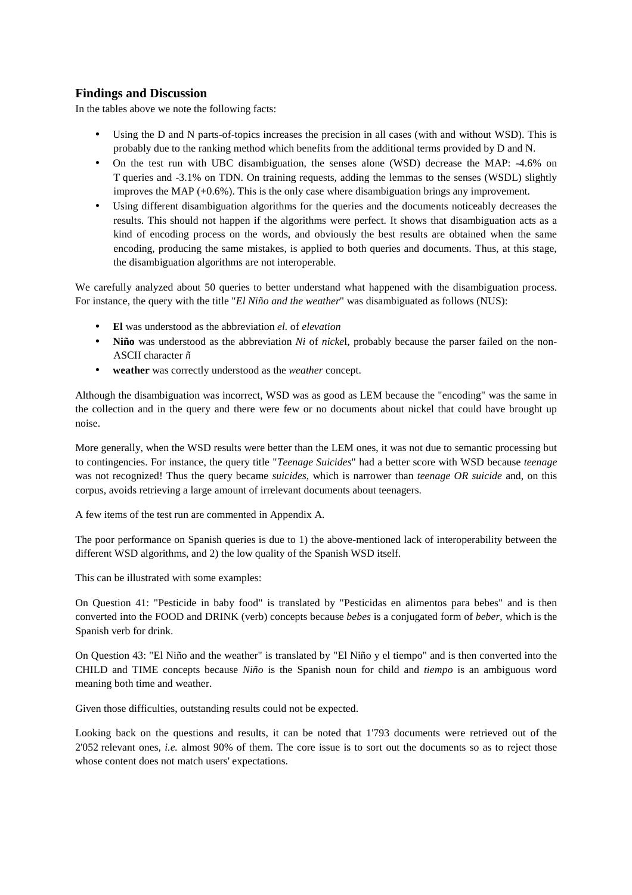## Findings and Discussion

In the tables above we note the following facts:

- Using the D and N parts-of-topics increases the precision in all cases (with and without WSD). This is probably due to the ranking method which benefits from the additional terms provided by D and N.
- On the test run with UBC disambiguation, the senses alone (WSD) decrease the MAP: -4.6% on T queries and -3.1% on TDN. On training requests, adding the lemmas to the senses (WSDL) slightly improves the MAP (+0.6%). This is the only case where disambiguation brings any improvement.
- Using different disambiguation algorithms for the queries and the documents noticeably decreases the results. This should not happen if the algorithms were perfect. It shows that disambiguation acts as a kind of encoding process on the words, and obviously the best results are obtained when the same encoding, producing the same mistakes, is applied to both queries and documents. Thus, at this stage, the disambiguation algorithms are not interoperable.

We carefully analyzed about 50 queries to better understand what happened with the disambiguation process. For instance, the query with the title "*El Niño and the weather*" was disambiguated as follows (NUS):

- **El** was understood as the abbreviation *el.* of *elevation*
- **Niño** was understood as the abbreviation *Ni* of *nick*el, probably because the parser failed on the non-ASCII character *ñ*
- **weather** was correctly understood as the *weather* concept.

Although the disambiguation was incorrect, WSD was as good as LEM because the "encoding" was the same in the collection and in the query and there were few or no documents about nickel that could have brought up noise.

More generally, when the WSD results were better than the LEM ones, it was not due to semantic processing but to contingencies. For instance, the query title "*Teenage Suicides*" had a better score with WSD because *teenage* was not recognized! Thus the query became *suicides*, which is narrower than *teenage OR suicide* and, on this corpus, avoids retrieving a large amount of irrelevant documents about teenagers.

A few items of the test run are commented in Appendix A.

The poor performance on Spanish queries is due to 1) the above-mentioned lack of interoperability between the different WSD algorithms, and 2) the low quality of the Spanish WSD itself.

This can be illustrated with some examples:

On Question 41: "Pesticide in baby food" is translated by "Pesticidas en alimentos para bebes" and is then converted into the FOOD and DRINK (verb) concepts because *bebes* is a conjugated form of *beber*, which is the Spanish verb for drink.

On Question 43: "El Niño and the weather" is translated by "El Niño y el tiempo" and is then converted into the CHILD and TIME concepts because *Niño* is the Spanish noun for child and *tiempo* is an ambiguous word meaning both time and weather.

Given those difficulties, outstanding results could not be expected.

Looking back on the questions and results, it can be noted that 1'793 documents were retrieved out of the 2'052 relevant ones, *i.e.* almost 90% of them. The core issue is to sort out the documents so as to reject those whose content does not match users' expectations.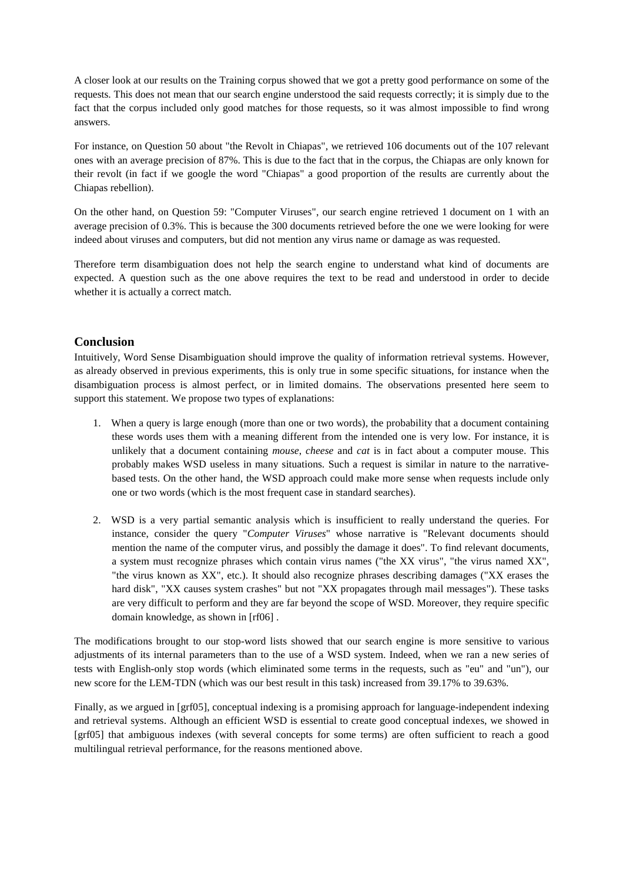A closer look at our results on the Training corpus showed that we got a pretty good performance on some of the requests. This does not mean that our search engine understood the said requests correctly; it is simply due to the fact that the corpus included only good matches for those requests, so it was almost impossible to find wrong answers.

For instance, on Question 50 about "the Revolt in Chiapas", we retrieved 106 documents out of the 107 relevant ones with an average precision of 87%. This is due to the fact that in the corpus, the Chiapas are only known for their revolt (in fact if we google the word "Chiapas" a good proportion of the results are currently about the Chiapas rebellion).

On the other hand, on Question 59: "Computer Viruses", our search engine retrieved 1 document on 1 with an average precision of 0.3%. This is because the 300 documents retrieved before the one we were looking for were indeed about viruses and computers, but did not mention any virus name or damage as was requested.

Therefore term disambiguation does not help the search engine to understand what kind of documents are expected. A question such as the one above requires the text to be read and understood in order to decide whether it is actually a correct match.

## Conclusion

Intuitively, Word Sense Disambiguation should improve the quality of information retrieval systems. However, as already observed in previous experiments, this is only true in some specific situations, for instance when the disambiguation process is almost perfect, or in limited domains. The observations presented here seem to support this statement. We propose two types of explanations:

1. When a query is large enough (more than one or two words), the probability that a document containing these words uses them with a meaning different from the intended one is very low. For instance, it is unlikely that a document containing *mouse*, *cheese* and *cat* is in fact about a computer mouse. This probably makes WSD useless in many situations. Such a request is similar in nature to the narrative-based tests. On the other hand, the WSD approach could make more sense when requests include only one or two words (which is the most frequent case in standard searches).

2. WSD is a very partial semantic analysis which is insufficient to really understand the queries. For instance, consider the query "*Computer Viruses*" whose narrative is "Relevant documents should mention the name of the computer virus, and possibly the damage it does". To find relevant documents, a system must recognize phrases which contain virus names ("the XX virus", "the virus named XX", "the virus known as XX", etc.). It should also recognize phrases describing damages ("XX erases the hard disk", "XX causes system crashes" but not "XX propagates through mail messages"). These tasks are very difficult to perform and they are far beyond the scope of WSD. Moreover, they require specific domain knowledge, as shown in [rf06] .

The modifications brought to our stop-word lists showed that our search engine is more sensitive to various adjustments of its internal parameters than to the use of a WSD system. Indeed, when we ran a new series of tests with English-only stop words (which eliminated some terms in the requests, such as "eu" and "un"), our new score for the LEM-TDN (which was our best result in this task) increased from 39.17% to 39.63%.

Finally, as we argued in [grf05], conceptual indexing is a promising approach for language-independent indexing and retrieval systems. Although an efficient WSD is essential to create good conceptual indexes, we showed in [grf05] that ambiguous indexes (with several concepts for some terms) are often sufficient to reach a good multilingual retrieval performance, for the reasons mentioned above.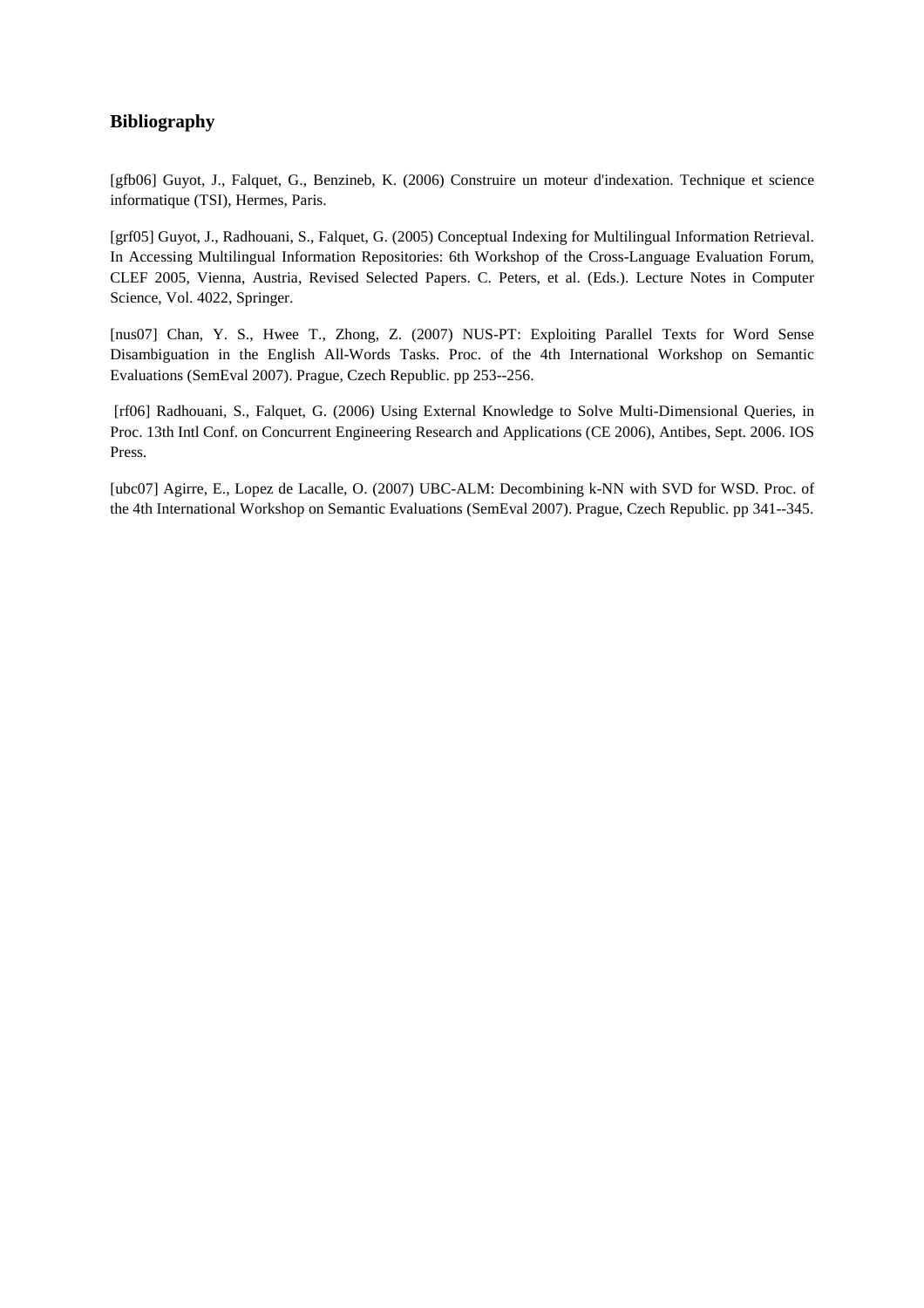# Bibliography

[gfb06] Guyot, J., Falquet, G., Benzineb, K. (2006) Construire un moteur d'indexation. Technique et science informatique (TSI), Hermes, Paris.

[grf05] Guyot, J., Radhouani, S., Falquet, G. (2005) Conceptual Indexing for Multilingual Information Retrieval. In Accessing Multilingual Information Repositories: 6th Workshop of the Cross-Language Evaluation Forum, CLEF 2005, Vienna, Austria, Revised Selected Papers. C. Peters, et al. (Eds.). Lecture Notes in Computer Science, Vol. 4022, Springer.

[nus07] Chan, Y. S., Hwee T., Zhong, Z. (2007) NUS-PT: Exploiting Parallel Texts for Word Sense Disambiguation in the English All-Words Tasks. Proc. of the 4th International Workshop on Semantic Evaluations (SemEval 2007). Prague, Czech Republic. pp 253--256.

[rf06] Radhouani, S., Falquet, G. (2006) Using External Knowledge to Solve Multi-Dimensional Queries, in Proc. 13th Intl Conf. on Concurrent Engineering Research and Applications (CE 2006), Antibes, Sept. 2006. IOS Press.

[ubc07] Agirre, E., Lopez de Lacalle, O. (2007) UBC-ALM: Decombining k-NN with SVD for WSD. Proc. of the 4th International Workshop on Semantic Evaluations (SemEval 2007). Prague, Czech Republic. pp 341--345.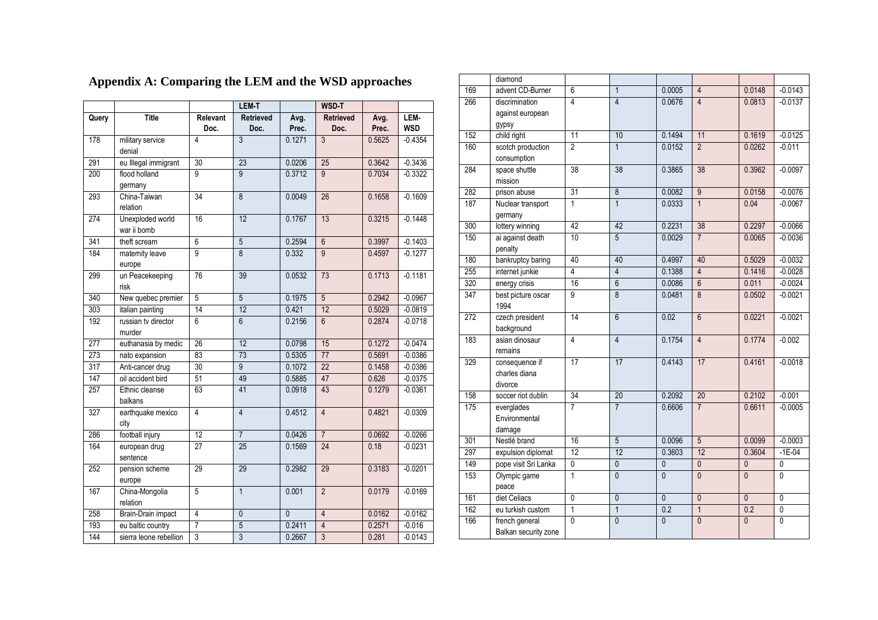# Appendix A: Comparing the LEM and the WSD approaches

| Query | Title | Relevant Doc. | LEM-T Retrieved Doc. | Avg. Prec. | WSD-T Retrieved Doc. | Avg. Prec. | LEM-WSD |
|---|---|---|---|---|---|---|---|
| 178 | military service denial | 4 | 3 | 0.1271 | 3 | 0.5625 | -0.4354 |
| 291 | eu Illegal immigrant | 30 | 23 | 0.0206 | 25 | 0.3642 | -0.3436 |
| 200 | flood holland germany | 9 | 9 | 0.3712 | 9 | 0.7034 | -0.3322 |
| 293 | China-Taiwan relation | 34 | 8 | 0.0049 | 26 | 0.1658 | -0.1609 |
| 274 | Unexploded world war ii bomb | 16 | 12 | 0.1767 | 13 | 0.3215 | -0.1448 |
| 341 | theft scream | 6 | 5 | 0.2594 | 6 | 0.3997 | -0.1403 |
| 184 | maternity leave europe | 9 | 8 | 0.332 | 9 | 0.4597 | -0.1277 |
| 299 | un Peacekeeping risk | 76 | 39 | 0.0532 | 73 | 0.1713 | -0.1181 |
| 340 | New quebec premier | 5 | 5 | 0.1975 | 5 | 0.2942 | -0.0967 |
| 303 | italian painting | 14 | 12 | 0.421 | 12 | 0.5029 | -0.0819 |
| 192 | russian tv director murder | 6 | 6 | 0.2156 | 6 | 0.2874 | -0.0718 |
| 277 | euthanasia by medic | 26 | 12 | 0.0798 | 15 | 0.1272 | -0.0474 |
| 273 | nato expansion | 83 | 73 | 0.5305 | 77 | 0.5691 | -0.0386 |
| 317 | Anti-cancer drug | 30 | 9 | 0.1072 | 22 | 0.1458 | -0.0386 |
| 147 | oil accident bird | 51 | 49 | 0.5885 | 47 | 0.626 | -0.0375 |
| 257 | Ethnic cleanse balkans | 63 | 41 | 0.0918 | 43 | 0.1279 | -0.0361 |
| 327 | earthquake mexico city | 4 | 4 | 0.4512 | 4 | 0.4821 | -0.0309 |
| 286 | football injury | 12 | 7 | 0.0426 | 7 | 0.0692 | -0.0266 |
| 164 | european drug sentence | 27 | 25 | 0.1569 | 24 | 0.18 | -0.0231 |
| 252 | pension scheme europe | 29 | 29 | 0.2982 | 29 | 0.3183 | -0.0201 |
| 167 | China-Mongolia relation | 5 | 1 | 0.001 | 2 | 0.0179 | -0.0169 |
| 258 | Brain-Drain impact | 4 | 0 | 0 | 4 | 0.0162 | -0.0162 |
| 193 | eu baltic country | 7 | 5 | 0.2411 | 4 | 0.2571 | -0.016 |
| 144 | sierra leone rebellion diamond | 3 | 3 | 0.2667 | 3 | 0.281 | -0.0143 |
| 169 | advent CD-Burner | 6 | 1 | 0.0005 | 4 | 0.0148 | -0.0143 |
| 266 | discrimination against european gypsy | 4 | 4 | 0.0676 | 4 | 0.0813 | -0.0137 |
| 152 | child right | 11 | 10 | 0.1494 | 11 | 0.1619 | -0.0125 |
| 160 | scotch production consumption | 2 | 1 | 0.0152 | 2 | 0.0262 | -0.011 |
| 284 | space shuttle mission | 38 | 38 | 0.3865 | 38 | 0.3962 | -0.0097 |
| 282 | prison abuse | 31 | 8 | 0.0082 | 9 | 0.0158 | -0.0076 |
| 187 | Nuclear transport germany | 1 | 1 | 0.0333 | 1 | 0.04 | -0.0067 |
| 300 | lottery winning | 42 | 42 | 0.2231 | 38 | 0.2297 | -0.0066 |
| 150 | ai against death penalty | 10 | 5 | 0.0029 | 7 | 0.0065 | -0.0036 |
| 180 | bankruptcy baring | 40 | 40 | 0.4997 | 40 | 0.5029 | -0.0032 |
| 255 | internet junkie | 4 | 4 | 0.1388 | 4 | 0.1416 | -0.0028 |
| 320 | energy crisis | 16 | 6 | 0.0086 | 6 | 0.011 | -0.0024 |
| 347 | best picture oscar 1994 | 9 | 8 | 0.0481 | 8 | 0.0502 | -0.0021 |
| 272 | czech president background | 14 | 6 | 0.02 | 6 | 0.0221 | -0.0021 |
| 183 | asian dinosaur remains | 4 | 4 | 0.1754 | 4 | 0.1774 | -0.002 |
| 329 | consequence if charles diana divorce | 17 | 17 | 0.4143 | 17 | 0.4161 | -0.0018 |
| 158 | soccer riot dublin | 34 | 20 | 0.2092 | 20 | 0.2102 | -0.001 |
| 175 | everglades Environmental damage | 7 | 7 | 0.6606 | 7 | 0.6611 | -0.0005 |
| 301 | Nestlé brand | 16 | 5 | 0.0096 | 5 | 0.0099 | -0.0003 |
| 297 | expulsion diplomat | 12 | 12 | 0.3603 | 12 | 0.3604 | -1E-04 |
| 149 | pope visit Sri Lanka | 0 | 0 | 0 | 0 | 0 | 0 |
| 153 | Olympic game peace | 1 | 0 | 0 | 0 | 0 | 0 |
| 161 | diet Celiacs | 0 | 0 | 0 | 0 | 0 | 0 |
| 162 | eu turkish custom | 1 | 1 | 0.2 | 1 | 0.2 | 0 |
| 166 | french general Balkan security zone | 0 | 0 | 0 | 0 | 0 | 0 |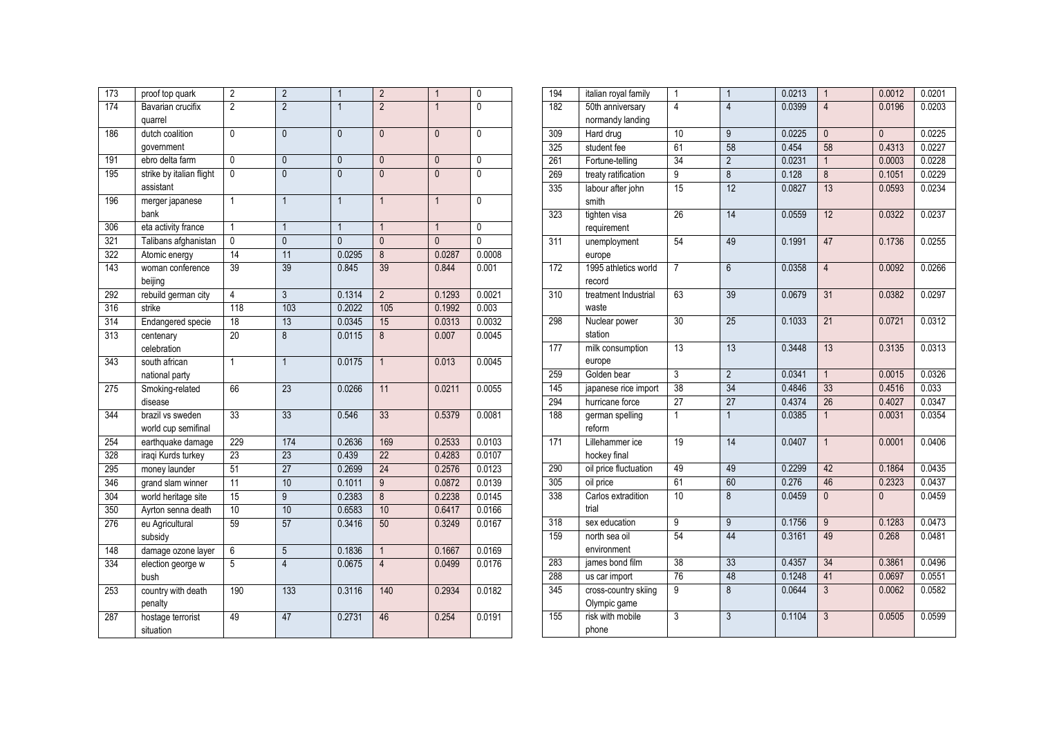| | | | | | | | |
|---|---|---|---|---|---|---|---|
| 173 | proof top quark | 2 | 2 | 1 | 2 | 1 | 0 |
| 174 | Bavarian crucifix quarrel | 2 | 2 | 1 | 2 | 1 | 0 |
| 186 | dutch coalition government | 0 | 0 | 0 | 0 | 0 | 0 |
| 191 | ebro delta farm | 0 | 0 | 0 | 0 | 0 | 0 |
| 195 | strike by italian flight assistant | 0 | 0 | 0 | 0 | 0 | 0 |
| 196 | merger japanese bank | 1 | 1 | 1 | 1 | 1 | 0 |
| 306 | eta activity france | 1 | 1 | 1 | 1 | 1 | 0 |
| 321 | Talibans afghanistan | 0 | 0 | 0 | 0 | 0 | 0 |
| 322 | Atomic energy | 14 | 11 | 0.0295 | 8 | 0.0287 | 0.0008 |
| 143 | woman conference beijing | 39 | 39 | 0.845 | 39 | 0.844 | 0.001 |
| 292 | rebuild german city | 4 | 3 | 0.1314 | 2 | 0.1293 | 0.0021 |
| 316 | strike | 118 | 103 | 0.2022 | 105 | 0.1992 | 0.003 |
| 314 | Endangered specie | 18 | 13 | 0.0345 | 15 | 0.0313 | 0.0032 |
| 313 | centenary celebration | 20 | 8 | 0.0115 | 8 | 0.007 | 0.0045 |
| 343 | south african national party | 1 | 1 | 0.0175 | 1 | 0.013 | 0.0045 |
| 275 | Smoking-related disease | 66 | 23 | 0.0266 | 11 | 0.0211 | 0.0055 |
| 344 | brazil vs sweden world cup semifinal | 33 | 33 | 0.546 | 33 | 0.5379 | 0.0081 |
| 254 | earthquake damage | 229 | 174 | 0.2636 | 169 | 0.2533 | 0.0103 |
| 328 | iraqi Kurds turkey | 23 | 23 | 0.439 | 22 | 0.4283 | 0.0107 |
| 295 | money launder | 51 | 27 | 0.2699 | 24 | 0.2576 | 0.0123 |
| 346 | grand slam winner | 11 | 10 | 0.1011 | 9 | 0.0872 | 0.0139 |
| 304 | world heritage site | 15 | 9 | 0.2383 | 8 | 0.2238 | 0.0145 |
| 350 | Ayrton senna death | 10 | 10 | 0.6583 | 10 | 0.6417 | 0.0166 |
| 276 | eu Agricultural subsidy | 59 | 57 | 0.3416 | 50 | 0.3249 | 0.0167 |
| 148 | damage ozone layer | 6 | 5 | 0.1836 | 1 | 0.1667 | 0.0169 |
| 334 | election george w bush | 5 | 4 | 0.0675 | 4 | 0.0499 | 0.0176 |
| 253 | country with death penalty | 190 | 133 | 0.3116 | 140 | 0.2934 | 0.0182 |
| 287 | hostage terrorist situation | 49 | 47 | 0.2731 | 46 | 0.254 | 0.0191 |
| 194 | italian royal family | 1 | 1 | 0.0213 | 1 | 0.0012 | 0.0201 |
| 182 | 50th anniversary normandy landing | 4 | 4 | 0.0399 | 4 | 0.0196 | 0.0203 |
| 309 | Hard drug | 10 | 9 | 0.0225 | 0 | 0 | 0.0225 |
| 325 | student fee | 61 | 58 | 0.454 | 58 | 0.4313 | 0.0227 |
| 261 | Fortune-telling | 34 | 2 | 0.0231 | 1 | 0.0003 | 0.0228 |
| 269 | treaty ratification | 9 | 8 | 0.128 | 8 | 0.1051 | 0.0229 |
| 335 | labour after john smith | 15 | 12 | 0.0827 | 13 | 0.0593 | 0.0234 |
| 323 | tighten visa requirement | 26 | 14 | 0.0559 | 12 | 0.0322 | 0.0237 |
| 311 | unemployment europe | 54 | 49 | 0.1991 | 47 | 0.1736 | 0.0255 |
| 172 | 1995 athletics world record | 7 | 6 | 0.0358 | 4 | 0.0092 | 0.0266 |
| 310 | treatment Industrial waste | 63 | 39 | 0.0679 | 31 | 0.0382 | 0.0297 |
| 298 | Nuclear power station | 30 | 25 | 0.1033 | 21 | 0.0721 | 0.0312 |
| 177 | milk consumption europe | 13 | 13 | 0.3448 | 13 | 0.3135 | 0.0313 |
| 259 | Golden bear | 3 | 2 | 0.0341 | 1 | 0.0015 | 0.0326 |
| 145 | japanese rice import | 38 | 34 | 0.4846 | 33 | 0.4516 | 0.033 |
| 294 | hurricane force | 27 | 27 | 0.4374 | 26 | 0.4027 | 0.0347 |
| 188 | german spelling reform | 1 | 1 | 0.0385 | 1 | 0.0031 | 0.0354 |
| 171 | Lillehammer ice hockey final | 19 | 14 | 0.0407 | 1 | 0.0001 | 0.0406 |
| 290 | oil price fluctuation | 49 | 49 | 0.2299 | 42 | 0.1864 | 0.0435 |
| 305 | oil price | 61 | 60 | 0.276 | 46 | 0.2323 | 0.0437 |
| 338 | Carlos extradition trial | 10 | 8 | 0.0459 | 0 | 0 | 0.0459 |
| 318 | sex education | 9 | 9 | 0.1756 | 9 | 0.1283 | 0.0473 |
| 159 | north sea oil environment | 54 | 44 | 0.3161 | 49 | 0.268 | 0.0481 |
| 283 | james bond film | 38 | 33 | 0.4357 | 34 | 0.3861 | 0.0496 |
| 288 | us car import | 76 | 48 | 0.1248 | 41 | 0.0697 | 0.0551 |
| 345 | cross-country skiing Olympic game | 9 | 8 | 0.0644 | 3 | 0.0062 | 0.0582 |
| 155 | risk with mobile phone | 3 | 3 | 0.1104 | 3 | 0.0505 | 0.0599 |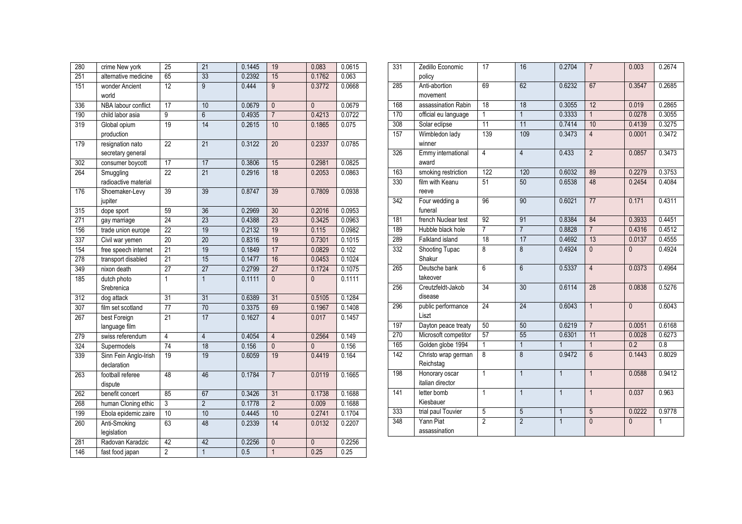| | | | | | | | |
|---|---|---|---|---|---|---|---|
| 280 | crime New york | 25 | 21 | 0.1445 | 19 | 0.083 | 0.0615 |
| 251 | alternative medicine | 65 | 33 | 0.2392 | 15 | 0.1762 | 0.063 |
| 151 | wonder Ancient world | 12 | 9 | 0.444 | 9 | 0.3772 | 0.0668 |
| 336 | NBA labour conflict | 17 | 10 | 0.0679 | 0 | 0 | 0.0679 |
| 190 | child labor asia | 9 | 6 | 0.4935 | 7 | 0.4213 | 0.0722 |
| 319 | Global opium production | 19 | 14 | 0.2615 | 10 | 0.1865 | 0.075 |
| 179 | resignation nato secretary general | 22 | 21 | 0.3122 | 20 | 0.2337 | 0.0785 |
| 302 | consumer boycott | 17 | 17 | 0.3806 | 15 | 0.2981 | 0.0825 |
| 264 | Smuggling radioactive material | 22 | 21 | 0.2916 | 18 | 0.2053 | 0.0863 |
| 176 | Shoemaker-Levy jupiter | 39 | 39 | 0.8747 | 39 | 0.7809 | 0.0938 |
| 315 | dope sport | 59 | 36 | 0.2969 | 30 | 0.2016 | 0.0953 |
| 271 | gay marriage | 24 | 23 | 0.4388 | 23 | 0.3425 | 0.0963 |
| 156 | trade union europe | 22 | 19 | 0.2132 | 19 | 0.115 | 0.0982 |
| 337 | Civil war yemen | 20 | 20 | 0.8316 | 19 | 0.7301 | 0.1015 |
| 154 | free speech internet | 21 | 19 | 0.1849 | 17 | 0.0829 | 0.102 |
| 278 | transport disabled | 21 | 15 | 0.1477 | 16 | 0.0453 | 0.1024 |
| 349 | nixon death | 27 | 27 | 0.2799 | 27 | 0.1724 | 0.1075 |
| 185 | dutch photo Srebrenica | 1 | 1 | 0.1111 | 0 | 0 | 0.1111 |
| 312 | dog attack | 31 | 31 | 0.6389 | 31 | 0.5105 | 0.1284 |
| 307 | film set scotland | 77 | 70 | 0.3375 | 69 | 0.1967 | 0.1408 |
| 267 | best Foreign language film | 21 | 17 | 0.1627 | 4 | 0.017 | 0.1457 |
| 279 | swiss referendum | 4 | 4 | 0.4054 | 4 | 0.2564 | 0.149 |
| 324 | Supermodels | 74 | 18 | 0.156 | 0 | 0 | 0.156 |
| 339 | Sinn Fein Anglo-Irish declaration | 19 | 19 | 0.6059 | 19 | 0.4419 | 0.164 |
| 263 | football referee dispute | 48 | 46 | 0.1784 | 7 | 0.0119 | 0.1665 |
| 262 | benefit concert | 85 | 67 | 0.3426 | 31 | 0.1738 | 0.1688 |
| 268 | human Cloning ethic | 3 | 2 | 0.1778 | 2 | 0.009 | 0.1688 |
| 199 | Ebola epidemic zaire | 10 | 10 | 0.4445 | 10 | 0.2741 | 0.1704 |
| 260 | Anti-Smoking legislation | 63 | 48 | 0.2339 | 14 | 0.0132 | 0.2207 |
| 281 | Radovan Karadzic | 42 | 42 | 0.2256 | 0 | 0 | 0.2256 |
| 146 | fast food japan | 2 | 1 | 0.5 | 1 | 0.25 | 0.25 |
| 331 | Zedillo Economic policy | 17 | 16 | 0.2704 | 7 | 0.003 | 0.2674 |
| 285 | Anti-abortion movement | 69 | 62 | 0.6232 | 67 | 0.3547 | 0.2685 |
| 168 | assassination Rabin | 18 | 18 | 0.3055 | 12 | 0.019 | 0.2865 |
| 170 | official eu language | 1 | 1 | 0.3333 | 1 | 0.0278 | 0.3055 |
| 308 | Solar eclipse | 11 | 11 | 0.7414 | 10 | 0.4139 | 0.3275 |
| 157 | Wimbledon lady winner | 139 | 109 | 0.3473 | 4 | 0.0001 | 0.3472 |
| 326 | Emmy international award | 4 | 4 | 0.433 | 2 | 0.0857 | 0.3473 |
| 163 | smoking restriction | 122 | 120 | 0.6032 | 89 | 0.2279 | 0.3753 |
| 330 | film with Keanu reeve | 51 | 50 | 0.6538 | 48 | 0.2454 | 0.4084 |
| 342 | Four wedding a funeral | 96 | 90 | 0.6021 | 77 | 0.171 | 0.4311 |
| 181 | french Nuclear test | 92 | 91 | 0.8384 | 84 | 0.3933 | 0.4451 |
| 189 | Hubble black hole | 7 | 7 | 0.8828 | 7 | 0.4316 | 0.4512 |
| 289 | Falkland island | 18 | 17 | 0.4692 | 13 | 0.0137 | 0.4555 |
| 332 | Shooting Tupac Shakur | 8 | 8 | 0.4924 | 0 | 0 | 0.4924 |
| 265 | Deutsche bank takeover | 6 | 6 | 0.5337 | 4 | 0.0373 | 0.4964 |
| 256 | Creutzfeldt-Jakob disease | 34 | 30 | 0.6114 | 28 | 0.0838 | 0.5276 |
| 296 | public performance Liszt | 24 | 24 | 0.6043 | 1 | 0 | 0.6043 |
| 197 | Dayton peace treaty | 50 | 50 | 0.6219 | 7 | 0.0051 | 0.6168 |
| 270 | Microsoft competitor | 57 | 55 | 0.6301 | 11 | 0.0028 | 0.6273 |
| 165 | Golden globe 1994 | 1 | 1 | 1 | 1 | 0.2 | 0.8 |
| 142 | Christo wrap german Reichstag | 8 | 8 | 0.9472 | 6 | 0.1443 | 0.8029 |
| 198 | Honorary oscar italian director | 1 | 1 | 1 | 1 | 0.0588 | 0.9412 |
| 141 | letter bomb Kiesbauer | 1 | 1 | 1 | 1 | 0.037 | 0.963 |
| 333 | trial paul Touvier | 5 | 5 | 1 | 5 | 0.0222 | 0.9778 |
| 348 | Yann Piat assassination | 2 | 2 | 1 | 0 | 0 | 1 |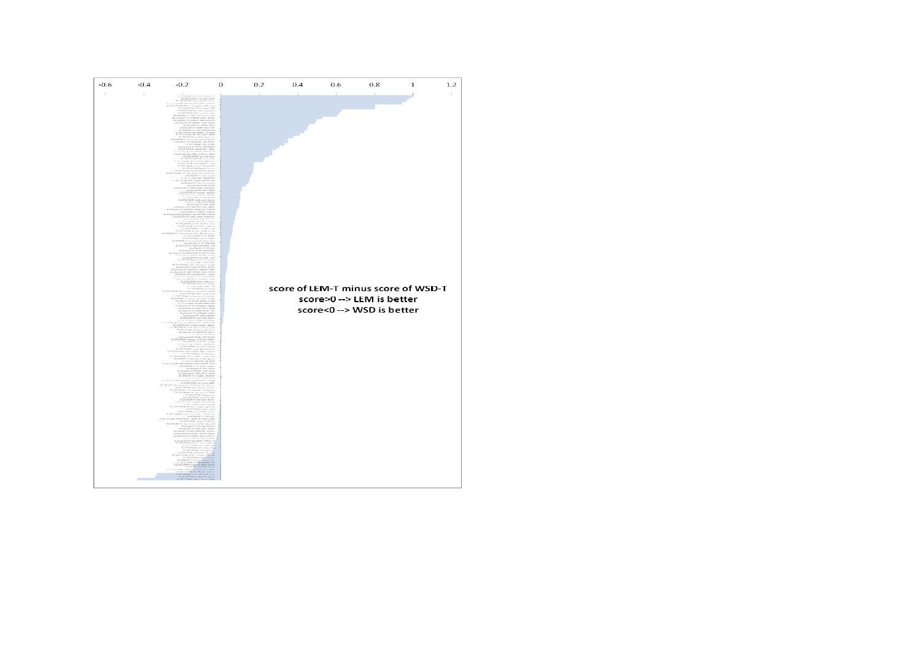-0.6 -0.4 -0.2 0 0.2 0.4 0.6 0.8 1 1.2

score of LEM-T minus score of WSD-T

score>0 --> LEM is better

score<0 --> WSD is better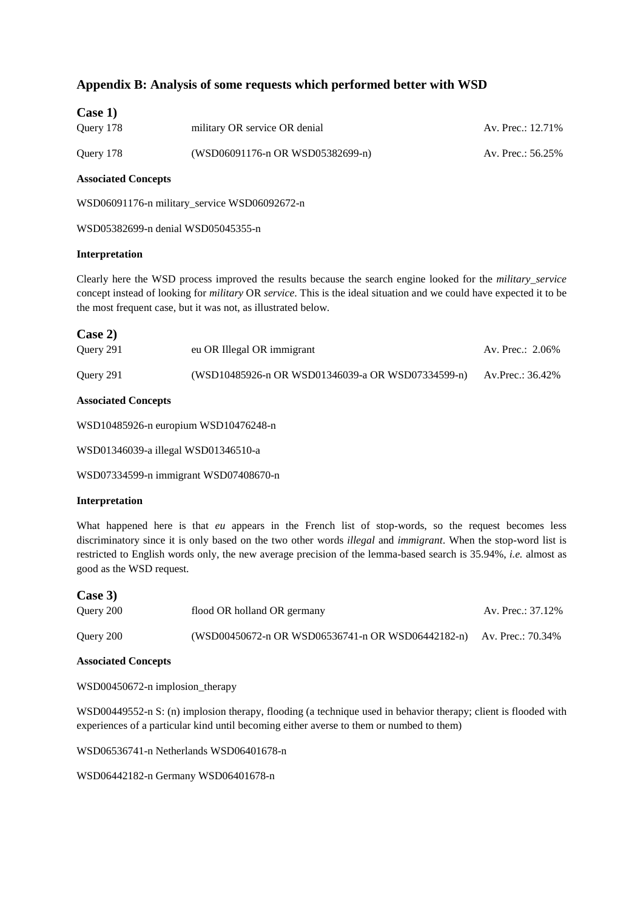## Appendix B: Analysis of some requests which performed better with WSD

### Case 1)

| | | |
|---|---|---|
| Query 178 | military OR service OR denial | Av. Prec.: 12.71% |
| Query 178 | (WSD06091176-n OR WSD05382699-n) | Av. Prec.: 56.25% |

**Associated Concepts**

WSD06091176-n military_service WSD06092672-n

WSD05382699-n denial WSD05045355-n

**Interpretation**

Clearly here the WSD process improved the results because the search engine looked for the *military_service* concept instead of looking for *military* OR *service*. This is the ideal situation and we could have expected it to be the most frequent case, but it was not, as illustrated below.

### Case 2)

| | | |
|---|---|---|
| Query 291 | eu OR Illegal OR immigrant | Av. Prec.: 2.06% |
| Query 291 | (WSD10485926-n OR WSD01346039-a OR WSD07334599-n) | Av.Prec.: 36.42% |

**Associated Concepts**

WSD10485926-n europium WSD10476248-n

WSD01346039-a illegal WSD01346510-a

WSD07334599-n immigrant WSD07408670-n

**Interpretation**

What happened here is that *eu* appears in the French list of stop-words, so the request becomes less discriminatory since it is only based on the two other words *illegal* and *immigrant*. When the stop-word list is restricted to English words only, the new average precision of the lemma-based search is 35.94%, *i.e.* almost as good as the WSD request.

### Case 3)

| | | |
|---|---|---|
| Query 200 | flood OR holland OR germany | Av. Prec.: 37.12% |
| Query 200 | (WSD00450672-n OR WSD06536741-n OR WSD06442182-n) | Av. Prec.: 70.34% |

**Associated Concepts**

WSD00450672-n implosion_therapy

WSD00449552-n S: (n) implosion therapy, flooding (a technique used in behavior therapy; client is flooded with experiences of a particular kind until becoming either averse to them or numbed to them)

WSD06536741-n Netherlands WSD06401678-n

WSD06442182-n Germany WSD06401678-n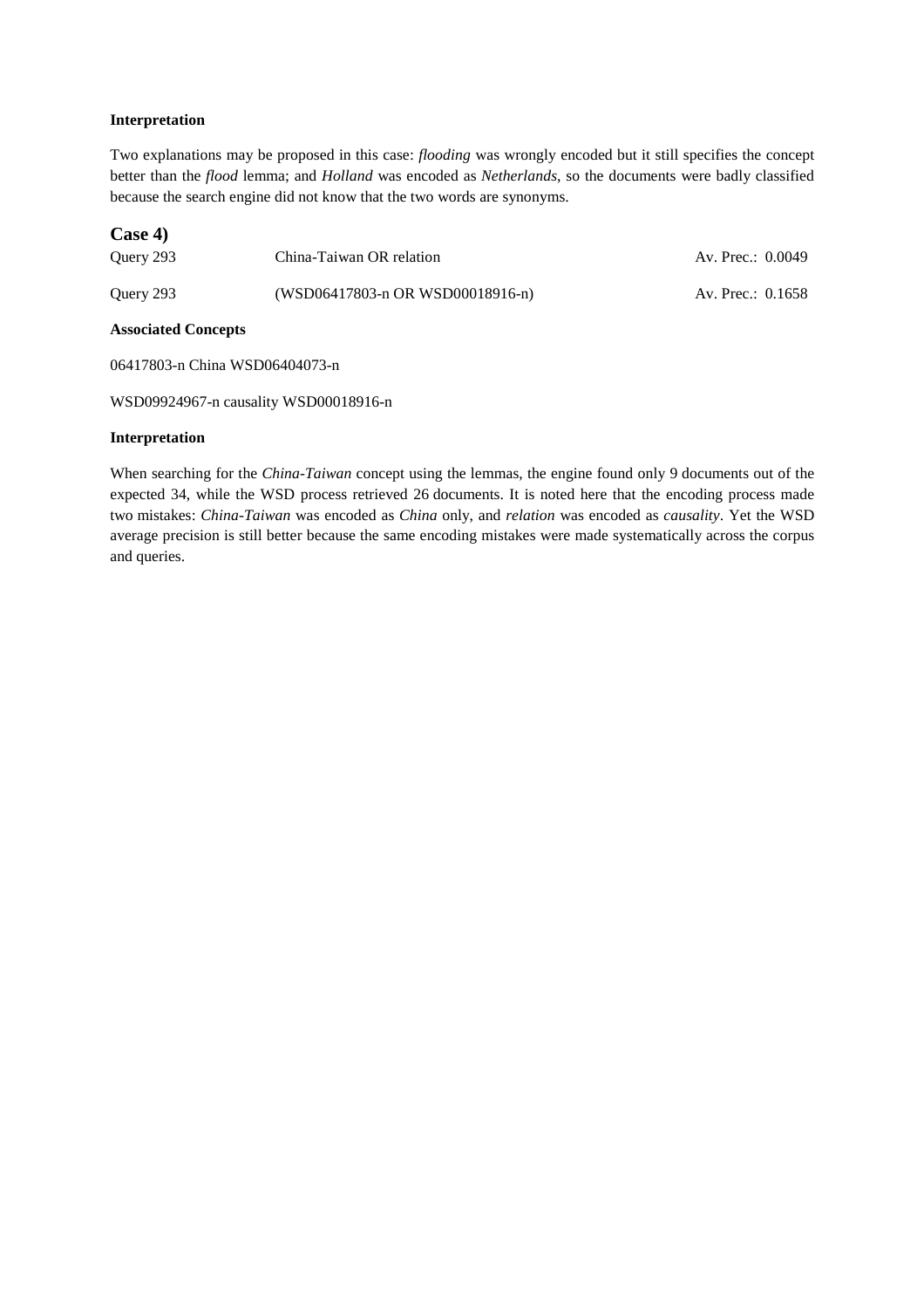**Interpretation**

Two explanations may be proposed in this case: *flooding* was wrongly encoded but it still specifies the concept better than the *flood* lemma; and *Holland* was encoded as *Netherlands*, so the documents were badly classified because the search engine did not know that the two words are synonyms.

## Case 4)

| | | |
|---|---|---|
| Query 293 | China-Taiwan OR relation | Av. Prec.: 0.0049 |
| Query 293 | (WSD06417803-n OR WSD00018916-n) | Av. Prec.: 0.1658 |

**Associated Concepts**

06417803-n China WSD06404073-n

WSD09924967-n causality WSD00018916-n

**Interpretation**

When searching for the *China-Taiwan* concept using the lemmas, the engine found only 9 documents out of the expected 34, while the WSD process retrieved 26 documents. It is noted here that the encoding process made two mistakes: *China-Taiwan* was encoded as *China* only, and *relation* was encoded as *causality*. Yet the WSD average precision is still better because the same encoding mistakes were made systematically across the corpus and queries.